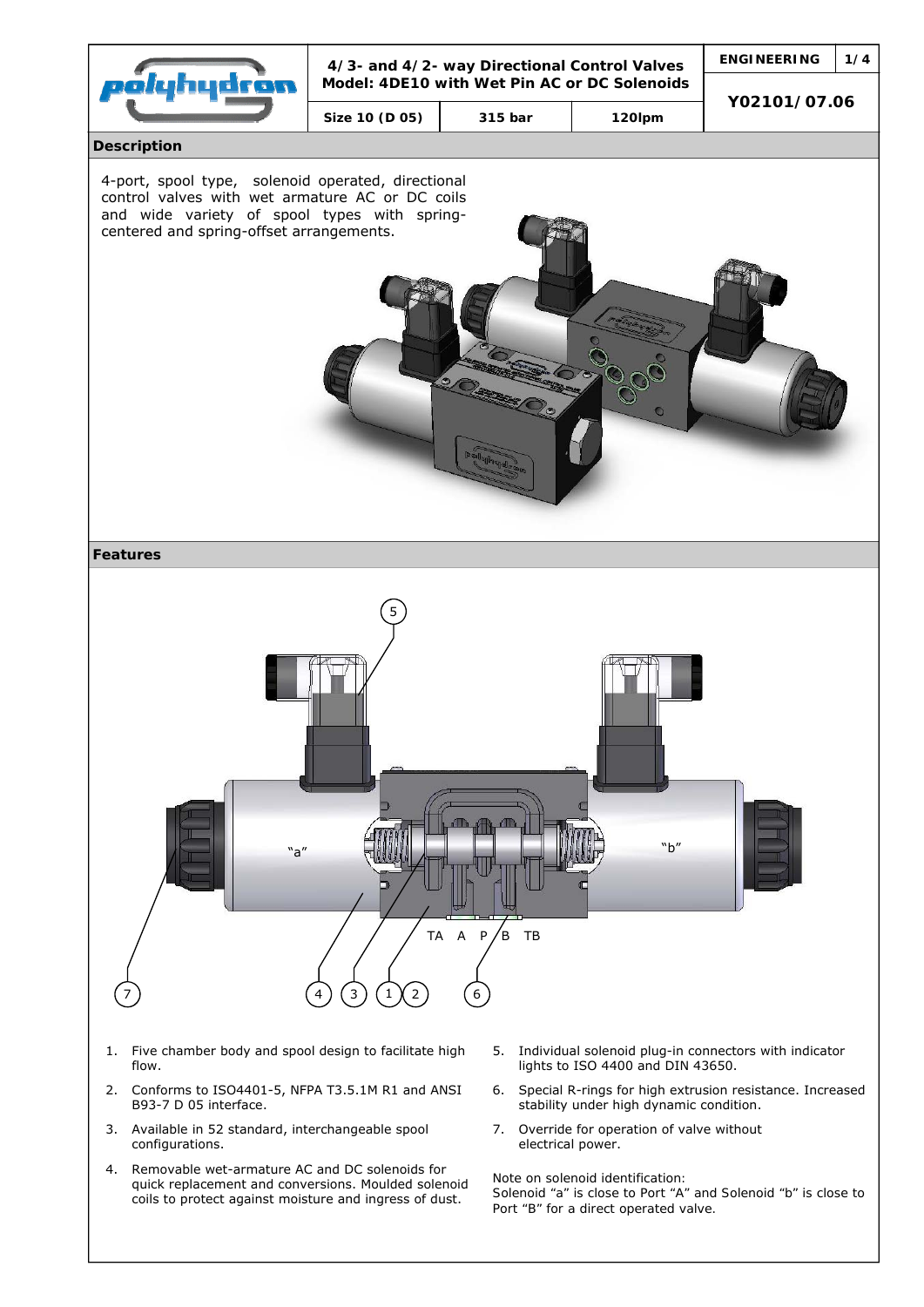| 4/3- and 4/2- way Directional Control Valves Model: 4DE10 with Wet Pin AC or DC Solenoids | | | ENGINEERING |
| --- | --- | --- | --- |
| Size 10 (D 05) | 315 bar | 120lpm | Y02101/07.06 |

## Description

4-port, spool type, solenoid operated, directional control valves with wet armature AC or DC coils and wide variety of spool types with spring-centered and spring-offset arrangements.

## Features

1. Five chamber body and spool design to facilitate high flow.
2. Conforms to ISO4401-5, NFPA T3.5.1M R1 and ANSI B93-7 D 05 interface.
3. Available in 52 standard, interchangeable spool configurations.
4. Removable wet-armature AC and DC solenoids for quick replacement and conversions. Moulded solenoid coils to protect against moisture and ingress of dust.
5. Individual solenoid plug-in connectors with indicator lights to ISO 4400 and DIN 43650.
6. Special R-rings for high extrusion resistance. Increased stability under high dynamic condition.
7. Override for operation of valve without electrical power.

Note on solenoid identification:
Solenoid "a" is close to Port "A" and Solenoid "b" is close to Port "B" for a direct operated valve.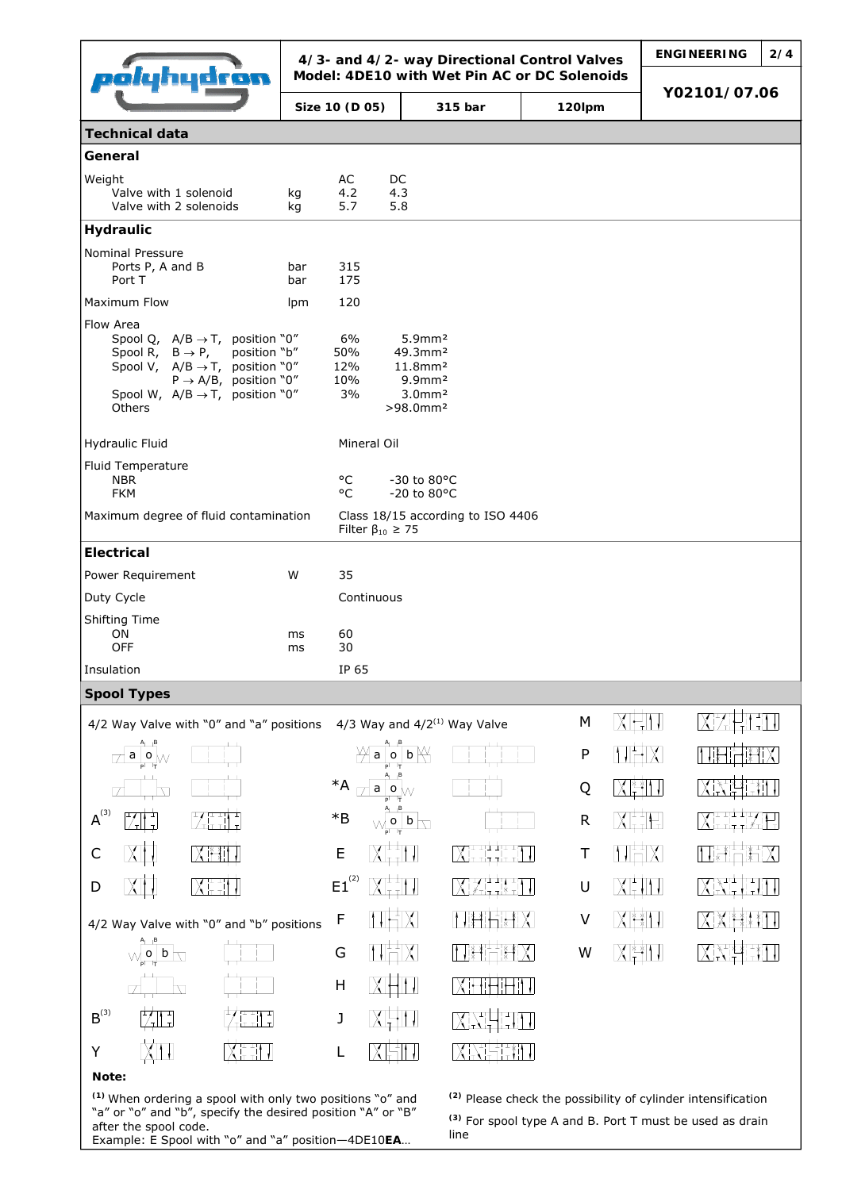| 4/3- and 4/2- way Directional Control Valves Model: 4DE10 with Wet Pin AC or DC Solenoids | | | ENGINEERING | 2/4 |
|---|---|---|---|---|
| Size 10 (D 05) | 315 bar | 120lpm | Y02101/07.06 | |

## Technical data

### General

| | | AC | DC |
|---|---|---|---|
| Weight | | | |
| Valve with 1 solenoid | kg | 4.2 | 4.3 |
| Valve with 2 solenoids | kg | 5.7 | 5.8 |

### Hydraulic

| | | | |
|---|---|---|---|
| Nominal Pressure | | | |
| Ports P, A and B | bar | 315 | |
| Port T | bar | 175 | |
| Maximum Flow | lpm | 120 | |
| Flow Area | | | |
| Spool Q, A/B → T, position "0" | | 6% | 5.9mm² |
| Spool R, B → P, position "b" | | 50% | 49.3mm² |
| Spool V, A/B → T, position "0" | | 12% | 11.8mm² |
| P → A/B, position "0" | | 10% | 9.9mm² |
| Spool W, A/B → T, position "0" | | 3% | 3.0mm² |
| Others | | | >98.0mm² |
| Hydraulic Fluid | | Mineral Oil | |
| Fluid Temperature | | | |
| NBR | °C | -30 to 80°C | |
| FKM | °C | -20 to 80°C | |
| Maximum degree of fluid contamination | | Class 18/15 according to ISO 4406<br>Filter $\beta_{10} \geq 75$ | |

### Electrical

| | | |
|---|---|---|
| Power Requirement | W | 35 |
| Duty Cycle | | Continuous |
| Shifting Time | | |
| ON | ms | 60 |
| OFF | ms | 30 |
| Insulation | | IP 65 |

### Spool Types

4/2 Way Valve with "0" and "a" positions: A[3], C, D

4/3 Way and 4/2[1] Way Valve: *A, *B, E, E1[2], F, G, H, J, L, M, P, Q, R, T, U, V, W

4/2 Way Valve with "0" and "b" positions: B[3], Y

**Note:**

[1] When ordering a spool with only two positions "o" and "a" or "o" and "b", specify the desired position "A" or "B" after the spool code.
Example: E Spool with "o" and "a" position—4DE10**EA**…

[2] Please check the possibility of cylinder intensification

[3] For spool type A and B. Port T must be used as drain line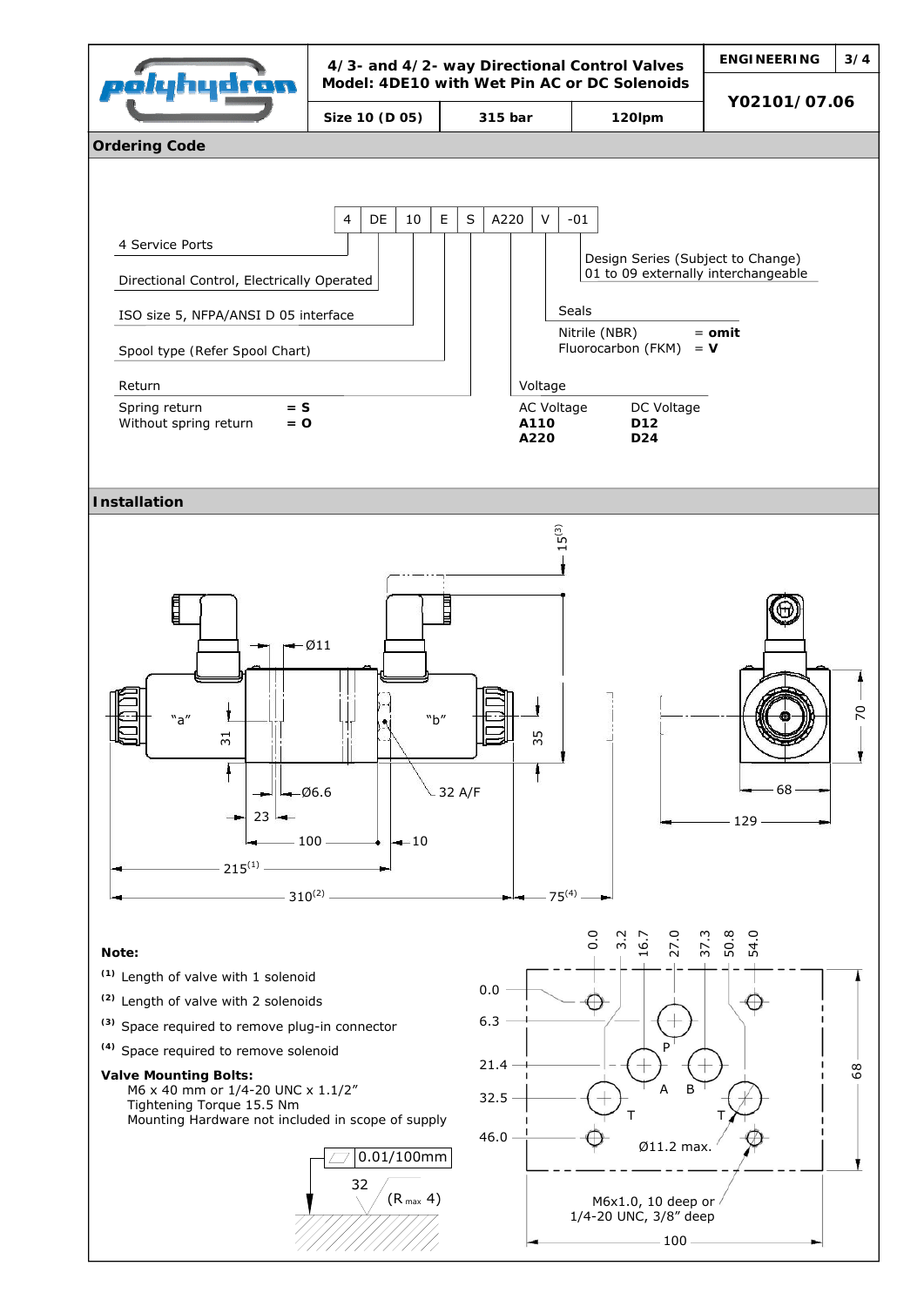**4/3- and 4/2- way Directional Control Valves**
**Model: 4DE10 with Wet Pin AC or DC Solenoids**

| Size 10 (D 05) | 315 bar | 120lpm |
|---|---|---|

**ENGINEERING**

**Y02101/07.06**

## Ordering Code

| 4 | DE | 10 | E | S | A220 | V | -01 |
|---|---|---|---|---|---|---|---|

- 4 Service Ports
- Directional Control, Electrically Operated
- ISO size 5, NFPA/ANSI D 05 interface
- Spool type (Refer Spool Chart)
- Return
  - Spring return = **S**
  - Without spring return = **O**
- Voltage
  - AC Voltage: **A110**, **A220**
  - DC Voltage: **D12**, **D24**
- Seals
  - Nitrile (NBR) = **omit**
  - Fluorocarbon (FKM) = **V**
- Design Series (Subject to Change)
  01 to 09 externally interchangeable

## Installation

15(3)
Ø11
"a"
"b"
31
35
Ø6.6
32 A/F
23
100
10
215(1)
310(2)
75(4)
70
68
129

0.0 3.2 16.7 27.0 37.3 50.8 54.0
0.0
6.3
21.4
32.5
46.0
P
A B
T T
Ø11.2 max.
68
M6x1.0, 10 deep or
1/4-20 UNC, 3/8" deep
100

**Note:**

(1) Length of valve with 1 solenoid

(2) Length of valve with 2 solenoids

(3) Space required to remove plug-in connector

(4) Space required to remove solenoid

**Valve Mounting Bolts:**
M6 x 40 mm or 1/4-20 UNC x 1.1/2"
Tightening Torque 15.5 Nm
Mounting Hardware not included in scope of supply

0.01/100mm
32
($R_{max}$ 4)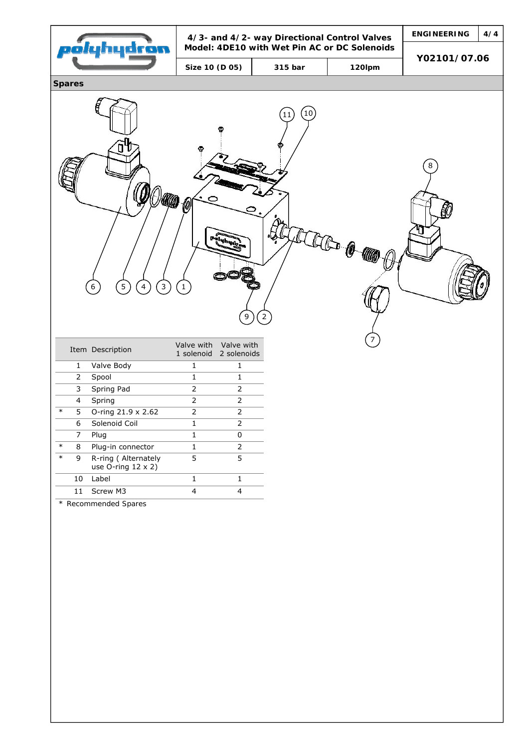## Spares

| | Item | Description | Valve with 1 solenoid | Valve with 2 solenoids |
|---|---|---|---|---|
| | 1 | Valve Body | 1 | 1 |
| | 2 | Spool | 1 | 1 |
| | 3 | Spring Pad | 2 | 2 |
| | 4 | Spring | 2 | 2 |
| * | 5 | O-ring 21.9 x 2.62 | 2 | 2 |
| | 6 | Solenoid Coil | 1 | 2 |
| | 7 | Plug | 1 | 0 |
| * | 8 | Plug-in connector | 1 | 2 |
| * | 9 | R-ring ( Alternately use O-ring 12 x 2) | 5 | 5 |
| | 10 | Label | 1 | 1 |
| | 11 | Screw M3 | 4 | 4 |

* Recommended Spares